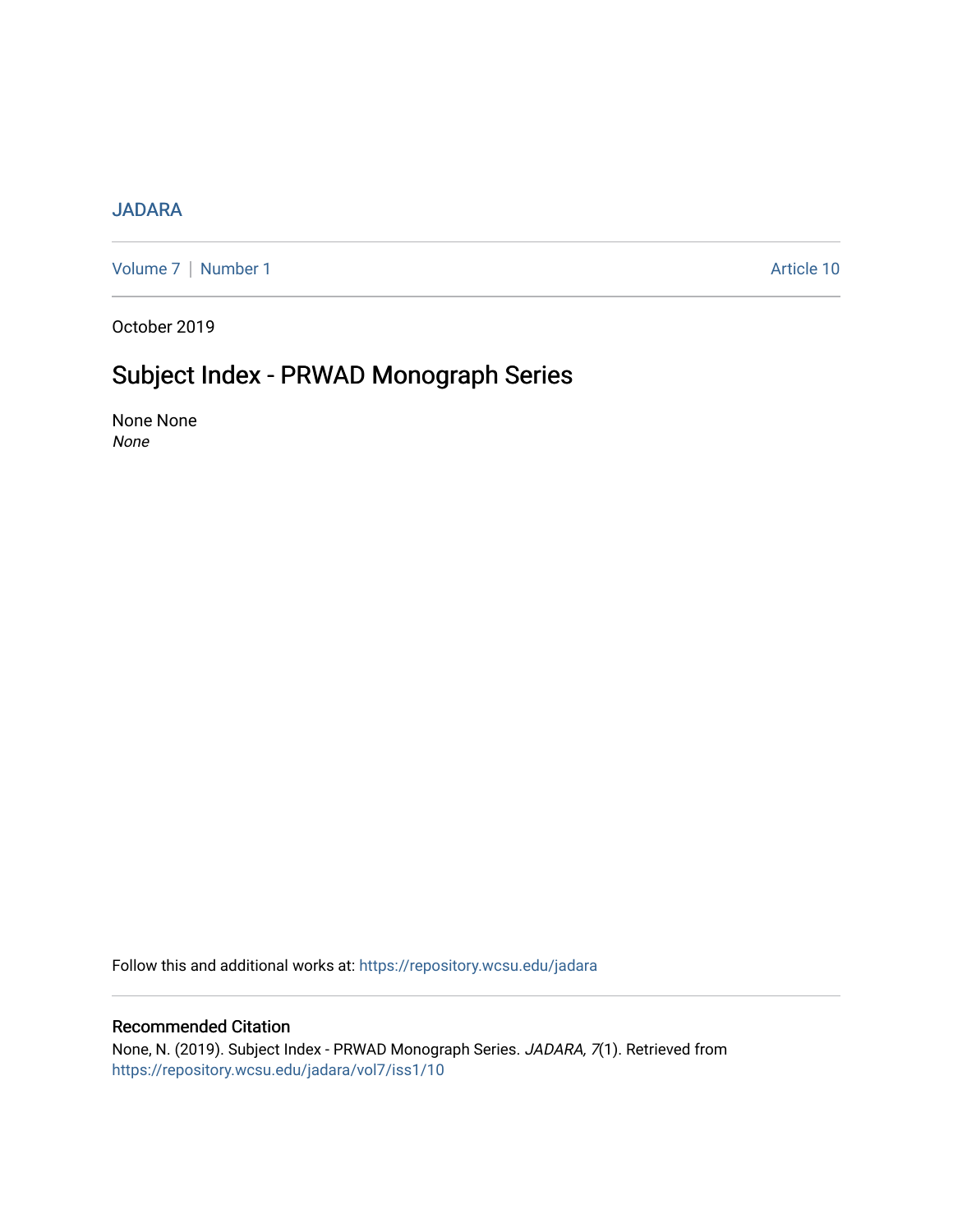JADARA

Volume 7 | Number 1 Article 10

October 2019

# Subject Index - PRWAD Monograph Series

None None
*None*

Follow this and additional works at: https://repository.wcsu.edu/jadara

## Recommended Citation

None, N. (2019). Subject Index - PRWAD Monograph Series. *JADARA, 7*(1). Retrieved from https://repository.wcsu.edu/jadara/vol7/iss1/10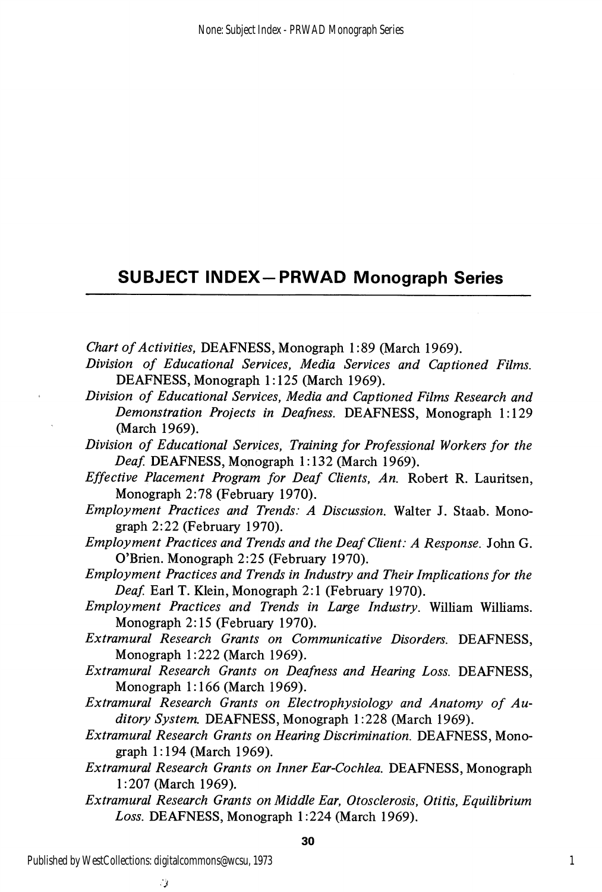## SUBJECT INDEX—PRWAD Monograph Series

*Chart of Activities,* DEAFNESS, Monograph 1:89 (March 1969).

*Division of Educational Services, Media Services and Captioned Films.* DEAFNESS, Monograph 1:125 (March 1969).

*Division of Educational Services, Media and Captioned Films Research and Demonstration Projects in Deafness.* DEAFNESS, Monograph 1:129 (March 1969).

*Division of Educational Services, Training for Professional Workers for the Deaf.* DEAFNESS, Monograph 1:132 (March 1969).

*Effective Placement Program for Deaf Clients, An.* Robert R. Lauritsen, Monograph 2:78 (February 1970).

*Employment Practices and Trends: A Discussion.* Walter J. Staab. Monograph 2:22 (February 1970).

*Employment Practices and Trends and the Deaf Client: A Response.* John G. O'Brien. Monograph 2:25 (February 1970).

*Employment Practices and Trends in Industry and Their Implications for the Deaf.* Earl T. Klein, Monograph 2:1 (February 1970).

*Employment Practices and Trends in Large Industry.* William Williams. Monograph 2:15 (February 1970).

*Extramural Research Grants on Communicative Disorders.* DEAFNESS, Monograph 1:222 (March 1969).

*Extramural Research Grants on Deafness and Hearing Loss.* DEAFNESS, Monograph 1:166 (March 1969).

*Extramural Research Grants on Electrophysiology and Anatomy of Auditory System.* DEAFNESS, Monograph 1:228 (March 1969).

*Extramural Research Grants on Hearing Discrimination.* DEAFNESS, Monograph 1:194 (March 1969).

*Extramural Research Grants on Inner Ear-Cochlea.* DEAFNESS, Monograph 1:207 (March 1969).

*Extramural Research Grants on Middle Ear, Otosclerosis, Otitis, Equilibrium Loss.* DEAFNESS, Monograph 1:224 (March 1969).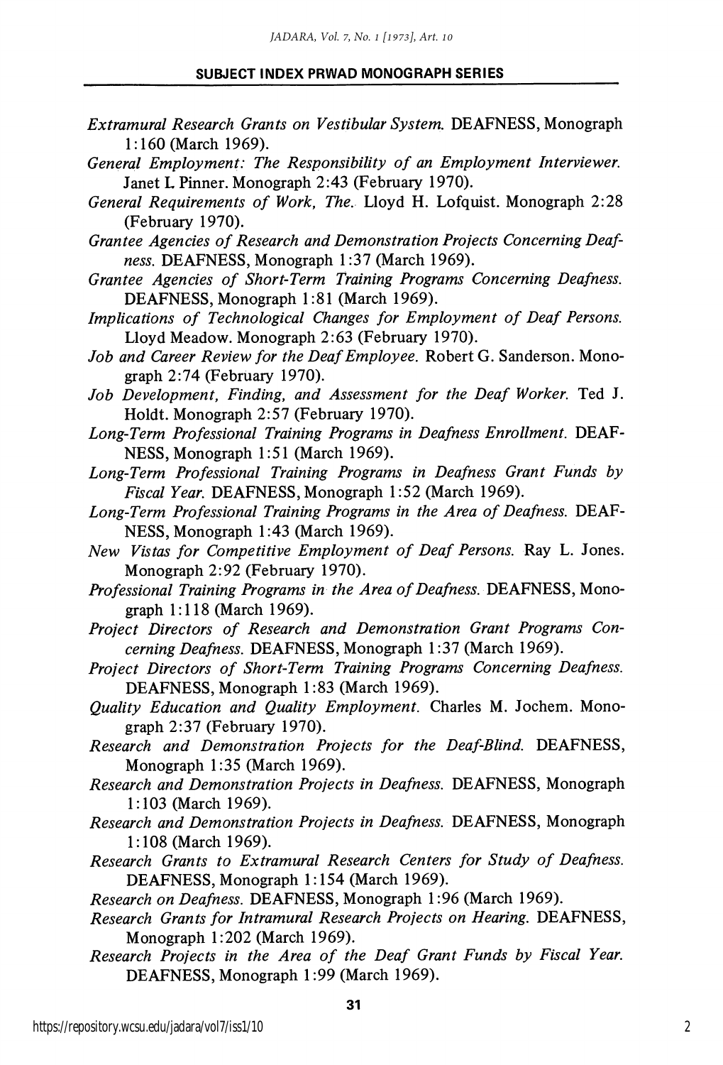## SUBJECT INDEX PRWAD MONOGRAPH SERIES

*Extramural Research Grants on Vestibular System.* DEAFNESS, Monograph 1:160 (March 1969).

*General Employment: The Responsibility of an Employment Interviewer.* Janet L Pinner. Monograph 2:43 (February 1970).

*General Requirements of Work, The.* Lloyd H. Lofquist. Monograph 2:28 (February 1970).

*Grantee Agencies of Research and Demonstration Projects Concerning Deafness.* DEAFNESS, Monograph 1:37 (March 1969).

*Grantee Agencies of Short-Term Training Programs Concerning Deafness.* DEAFNESS, Monograph 1:81 (March 1969).

*Implications of Technological Changes for Employment of Deaf Persons.* Lloyd Meadow. Monograph 2:63 (February 1970).

*Job and Career Review for the Deaf Employee.* Robert G. Sanderson. Monograph 2:74 (February 1970).

*Job Development, Finding, and Assessment for the Deaf Worker.* Ted J. Holdt. Monograph 2:57 (February 1970).

*Long-Term Professional Training Programs in Deafness Enrollment.* DEAFNESS, Monograph 1:51 (March 1969).

*Long-Term Professional Training Programs in Deafness Grant Funds by Fiscal Year.* DEAFNESS, Monograph 1:52 (March 1969).

*Long-Term Professional Training Programs in the Area of Deafness.* DEAFNESS, Monograph 1:43 (March 1969).

*New Vistas for Competitive Employment of Deaf Persons.* Ray L. Jones. Monograph 2:92 (February 1970).

*Professional Training Programs in the Area of Deafness.* DEAFNESS, Monograph 1:118 (March 1969).

*Project Directors of Research and Demonstration Grant Programs Concerning Deafness.* DEAFNESS, Monograph 1:37 (March 1969).

*Project Directors of Short-Term Training Programs Concerning Deafness.* DEAFNESS, Monograph 1:83 (March 1969).

*Quality Education and Quality Employment.* Charles M. Jochem. Monograph 2:37 (February 1970).

*Research and Demonstration Projects for the Deaf-Blind.* DEAFNESS, Monograph 1:35 (March 1969).

*Research and Demonstration Projects in Deafness.* DEAFNESS, Monograph 1:103 (March 1969).

*Research and Demonstration Projects in Deafness.* DEAFNESS, Monograph 1:108 (March 1969).

*Research Grants to Extramural Research Centers for Study of Deafness.* DEAFNESS, Monograph 1:154 (March 1969).

*Research on Deafness.* DEAFNESS, Monograph 1:96 (March 1969).

*Research Grants for Intramural Research Projects on Hearing.* DEAFNESS, Monograph 1:202 (March 1969).

*Research Projects in the Area of the Deaf Grant Funds by Fiscal Year.* DEAFNESS, Monograph 1:99 (March 1969).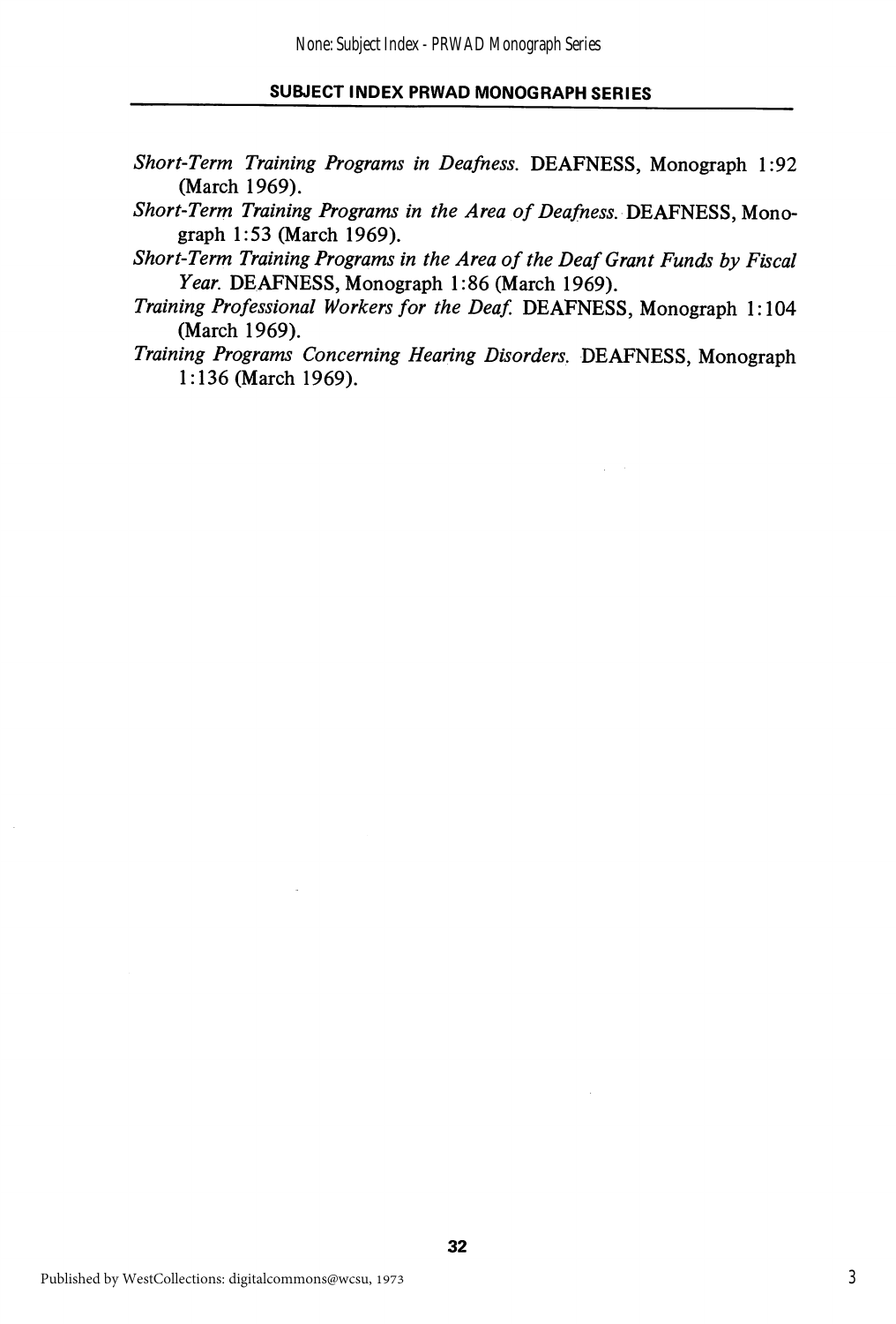*Short-Term Training Programs in Deafness.* DEAFNESS, Monograph 1:92 (March 1969).

*Short-Term Training Programs in the Area of Deafness.* DEAFNESS, Monograph 1:53 (March 1969).

*Short-Term Training Programs in the Area of the Deaf Grant Funds by Fiscal Year.* DEAFNESS, Monograph 1:86 (March 1969).

*Training Professional Workers for the Deaf.* DEAFNESS, Monograph 1:104 (March 1969).

*Training Programs Concerning Hearing Disorders.* DEAFNESS, Monograph 1:136 (March 1969).